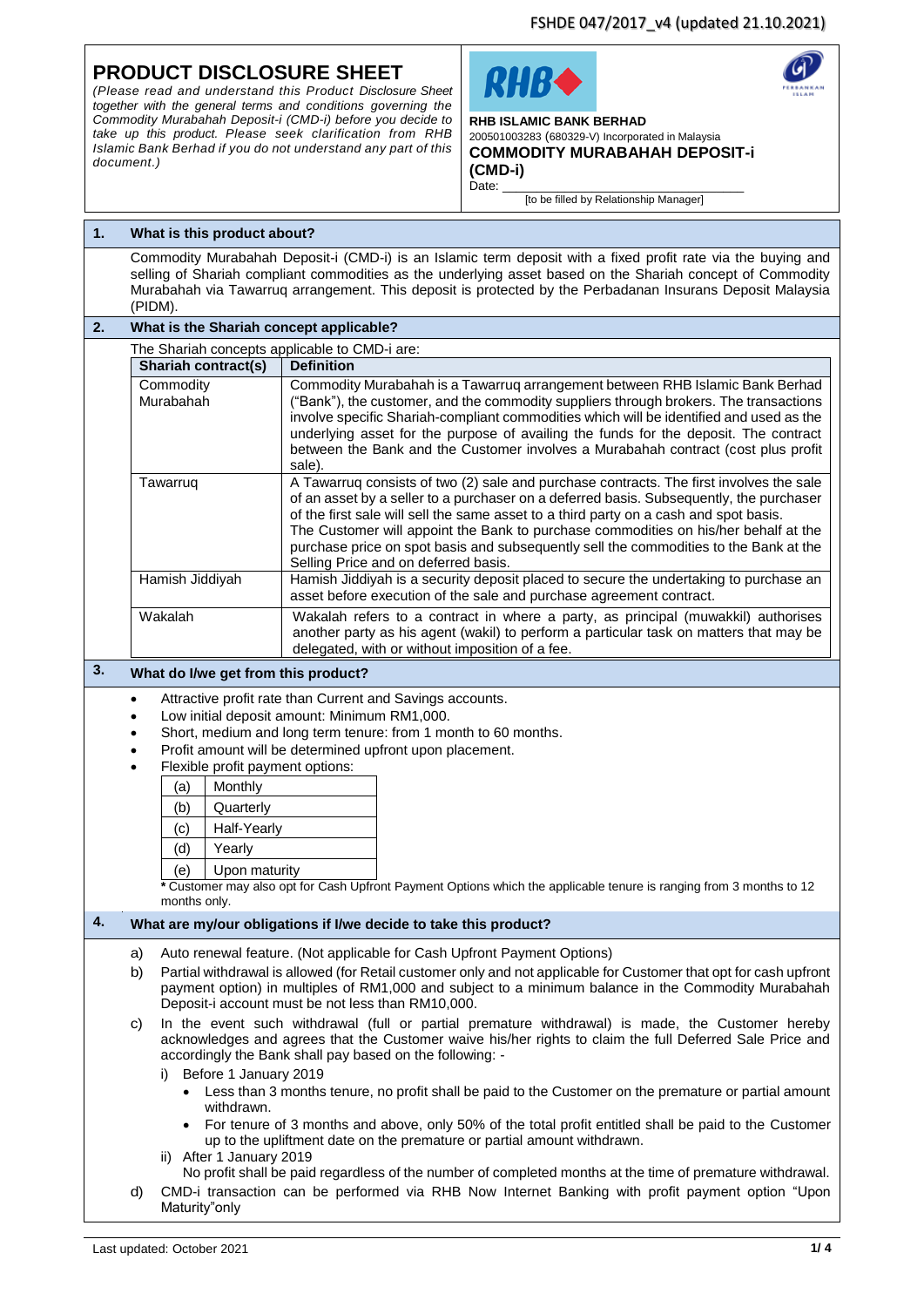# PRODUCT DISCLOSURE SHEET

*(Please read and understand this Product Disclosure Sheet together with the general terms and conditions governing the Commodity Murabahah Deposit-i (CMD-i) before you decide to take up this product. Please seek clarification from RHB Islamic Bank Berhad if you do not understand any part of this document.)*

**RHB ISLAMIC BANK BERHAD**
200501003283 (680329-V) Incorporated in Malaysia

**COMMODITY MURABAHAH DEPOSIT-i (CMD-i)**

Date: ______________________________
[to be filled by Relationship Manager]

## 1. What is this product about?

Commodity Murabahah Deposit-i (CMD-i) is an Islamic term deposit with a fixed profit rate via the buying and selling of Shariah compliant commodities as the underlying asset based on the Shariah concept of Commodity Murabahah via Tawarruq arrangement. This deposit is protected by the Perbadanan Insurans Deposit Malaysia (PIDM).

## 2. What is the Shariah concept applicable?

The Shariah concepts applicable to CMD-i are:

| Shariah contract(s) | Definition |
|---|---|
| Commodity Murabahah | Commodity Murabahah is a Tawarruq arrangement between RHB Islamic Bank Berhad ("Bank"), the customer, and the commodity suppliers through brokers. The transactions involve specific Shariah-compliant commodities which will be identified and used as the underlying asset for the purpose of availing the funds for the deposit. The contract between the Bank and the Customer involves a Murabahah contract (cost plus profit sale). |
| Tawarruq | A Tawarruq consists of two (2) sale and purchase contracts. The first involves the sale of an asset by a seller to a purchaser on a deferred basis. Subsequently, the purchaser of the first sale will sell the same asset to a third party on a cash and spot basis. The Customer will appoint the Bank to purchase commodities on his/her behalf at the purchase price on spot basis and subsequently sell the commodities to the Bank at the Selling Price and on deferred basis. |
| Hamish Jiddiyah | Hamish Jiddiyah is a security deposit placed to secure the undertaking to purchase an asset before execution of the sale and purchase agreement contract. |
| Wakalah | Wakalah refers to a contract in where a party, as principal (muwakkil) authorises another party as his agent (wakil) to perform a particular task on matters that may be delegated, with or without imposition of a fee. |

## 3. What do I/we get from this product?

- Attractive profit rate than Current and Savings accounts.
- Low initial deposit amount: Minimum RM1,000.
- Short, medium and long term tenure: from 1 month to 60 months.
- Profit amount will be determined upfront upon placement.
- Flexible profit payment options:

| | |
|---|---|
| (a) | Monthly |
| (b) | Quarterly |
| (c) | Half-Yearly |
| (d) | Yearly |
| (e) | Upon maturity |

**\*** Customer may also opt for Cash Upfront Payment Options which the applicable tenure is ranging from 3 months to 12 months only.

## 4. What are my/our obligations if I/we decide to take this product?

a) Auto renewal feature. (Not applicable for Cash Upfront Payment Options)

b) Partial withdrawal is allowed (for Retail customer only and not applicable for Customer that opt for cash upfront payment option) in multiples of RM1,000 and subject to a minimum balance in the Commodity Murabahah Deposit-i account must be not less than RM10,000.

c) In the event such withdrawal (full or partial premature withdrawal) is made, the Customer hereby acknowledges and agrees that the Customer waive his/her rights to claim the full Deferred Sale Price and accordingly the Bank shall pay based on the following: -

   i) Before 1 January 2019
      - Less than 3 months tenure, no profit shall be paid to the Customer on the premature or partial amount withdrawn.
      - For tenure of 3 months and above, only 50% of the total profit entitled shall be paid to the Customer up to the upliftment date on the premature or partial amount withdrawn.

   ii) After 1 January 2019
      No profit shall be paid regardless of the number of completed months at the time of premature withdrawal.

d) CMD-i transaction can be performed via RHB Now Internet Banking with profit payment option "Upon Maturity"only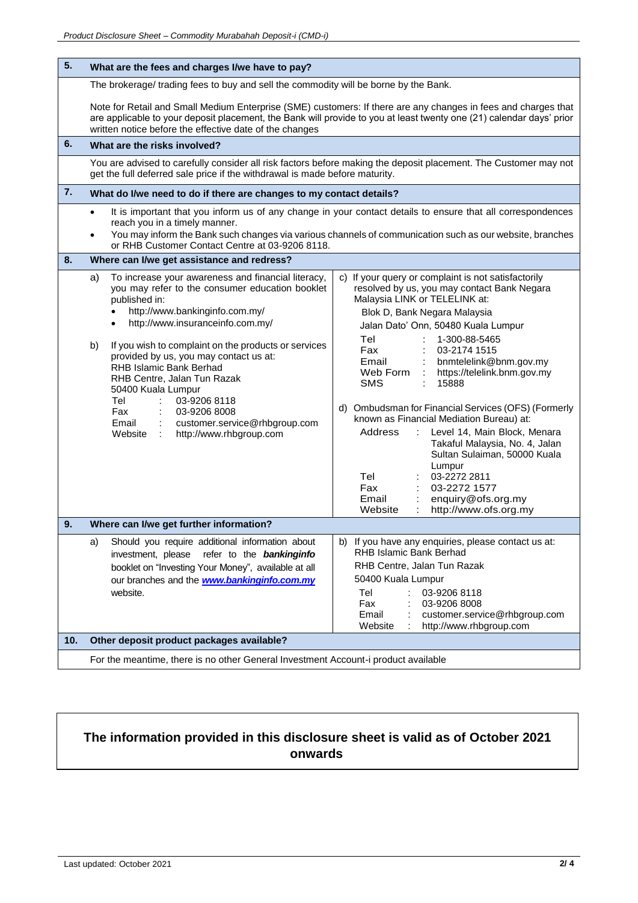## 5. What are the fees and charges I/we have to pay?

The brokerage/ trading fees to buy and sell the commodity will be borne by the Bank.

Note for Retail and Small Medium Enterprise (SME) customers: If there are any changes in fees and charges that are applicable to your deposit placement, the Bank will provide to you at least twenty one (21) calendar days' prior written notice before the effective date of the changes

## 6. What are the risks involved?

You are advised to carefully consider all risk factors before making the deposit placement. The Customer may not get the full deferred sale price if the withdrawal is made before maturity.

## 7. What do I/we need to do if there are changes to my contact details?

- It is important that you inform us of any change in your contact details to ensure that all correspondences reach you in a timely manner.
- You may inform the Bank such changes via various channels of communication such as our website, branches or RHB Customer Contact Centre at 03-9206 8118.

## 8. Where can I/we get assistance and redress?

a) To increase your awareness and financial literacy, you may refer to the consumer education booklet published in:
- http://www.bankinginfo.com.my/
- http://www.insuranceinfo.com.my/

b) If you wish to complaint on the products or services provided by us, you may contact us at:
RHB Islamic Bank Berhad
RHB Centre, Jalan Tun Razak
50400 Kuala Lumpur

| | | |
|---|---|---|
| Tel | : | 03-9206 8118 |
| Fax | : | 03-9206 8008 |
| Email | : | customer.service@rhbgroup.com |
| Website | : | http://www.rhbgroup.com |

c) If your query or complaint is not satisfactorily resolved by us, you may contact Bank Negara Malaysia LINK or TELELINK at:
Blok D, Bank Negara Malaysia
Jalan Dato' Onn, 50480 Kuala Lumpur

| | | |
|---|---|---|
| Tel | : | 1-300-88-5465 |
| Fax | : | 03-2174 1515 |
| Email | : | bnmtelelink@bnm.gov.my |
| Web Form | : | https://telelink.bnm.gov.my |
| SMS | : | 15888 |

d) Ombudsman for Financial Services (OFS) (Formerly known as Financial Mediation Bureau) at:

| | | |
|---|---|---|
| Address | : | Level 14, Main Block, Menara Takaful Malaysia, No. 4, Jalan Sultan Sulaiman, 50000 Kuala Lumpur |
| Tel | : | 03-2272 2811 |
| Fax | : | 03-2272 1577 |
| Email | : | enquiry@ofs.org.my |
| Website | : | http://www.ofs.org.my |

## 9. Where can I/we get further information?

a) Should you require additional information about investment, please refer to the ***bankinginfo*** booklet on "Investing Your Money", available at all our branches and the ***www.bankinginfo.com.my*** website.

b) If you have any enquiries, please contact us at:
RHB Islamic Bank Berhad
RHB Centre, Jalan Tun Razak
50400 Kuala Lumpur

| | | |
|---|---|---|
| Tel | : | 03-9206 8118 |
| Fax | : | 03-9206 8008 |
| Email | : | customer.service@rhbgroup.com |
| Website | : | http://www.rhbgroup.com |

## 10. Other deposit product packages available?

For the meantime, there is no other General Investment Account-i product available

**The information provided in this disclosure sheet is valid as of October 2021 onwards**

Last updated: October 2021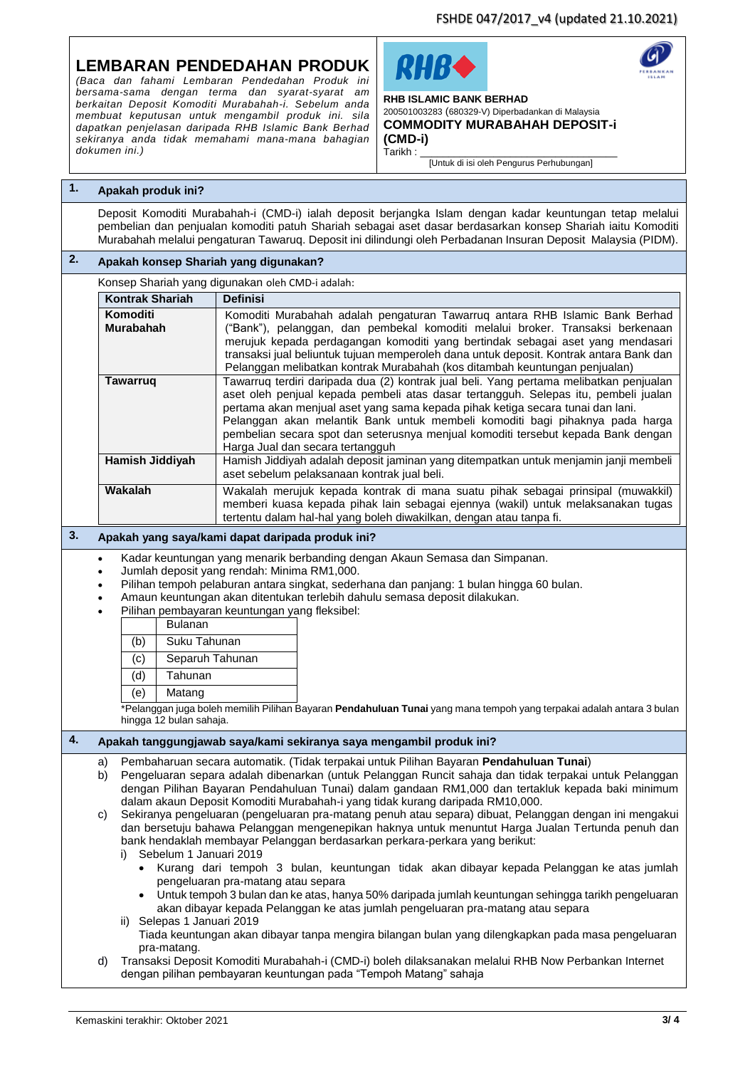# LEMBARAN PENDEDAHAN PRODUK

*(Baca dan fahami Lembaran Pendedahan Produk ini bersama-sama dengan terma dan syarat-syarat am berkaitan Deposit Komoditi Murabahah-i. Sebelum anda membuat keputusan untuk mengambil produk ini. sila dapatkan penjelasan daripada RHB Islamic Bank Berhad sekiranya anda tidak memahami mana-mana bahagian dokumen ini.)*

**RHB ISLAMIC BANK BERHAD**
200501003283 (680329-V) Diperbadankan di Malaysia

**COMMODITY MURABAHAH DEPOSIT-i (CMD-i)**

Tarikh : ______________________
[Untuk di isi oleh Pengurus Perhubungan]

## 1. Apakah produk ini?

Deposit Komoditi Murabahah-i (CMD-i) ialah deposit berjangka Islam dengan kadar keuntungan tetap melalui pembelian dan penjualan komoditi patuh Shariah sebagai aset dasar berdasarkan konsep Shariah iaitu Komoditi Murabahah melalui pengaturan Tawaruq. Deposit ini dilindungi oleh Perbadanan Insuran Deposit Malaysia (PIDM).

## 2. Apakah konsep Shariah yang digunakan?

Konsep Shariah yang digunakan oleh CMD-i adalah:

| Kontrak Shariah | Definisi |
|---|---|
| **Komoditi Murabahah** | Komoditi Murabahah adalah pengaturan Tawarruq antara RHB Islamic Bank Berhad ("Bank"), pelanggan, dan pembekal komoditi melalui broker. Transaksi berkenaan merujuk kepada perdagangan komoditi yang bertindak sebagai aset yang mendasari transaksi jual beliuntuk tujuan memperoleh dana untuk deposit. Kontrak antara Bank dan Pelanggan melibatkan kontrak Murabahah (kos ditambah keuntungan penjualan) |
| **Tawarruq** | Tawarruq terdiri daripada dua (2) kontrak jual beli. Yang pertama melibatkan penjualan aset oleh penjual kepada pembeli atas dasar tertangguh. Selepas itu, pembeli jualan pertama akan menjual aset yang sama kepada pihak ketiga secara tunai dan lani. Pelanggan akan melantik Bank untuk membeli komoditi bagi pihaknya pada harga pembelian secara spot dan seterusnya menjual komoditi tersebut kepada Bank dengan Harga Jual dan secara tertangguh |
| **Hamish Jiddiyah** | Hamish Jiddiyah adalah deposit jaminan yang ditempatkan untuk menjamin janji membeli aset sebelum pelaksanaan kontrak jual beli. |
| **Wakalah** | Wakalah merujuk kepada kontrak di mana suatu pihak sebagai prinsipal (muwakkil) memberi kuasa kepada pihak lain sebagai ejennya (wakil) untuk melaksanakan tugas tertentu dalam hal-hal yang boleh diwakilkan, dengan atau tanpa fi. |

## 3. Apakah yang saya/kami dapat daripada produk ini?

- Kadar keuntungan yang menarik berbanding dengan Akaun Semasa dan Simpanan.
- Jumlah deposit yang rendah: Minima RM1,000.
- Pilihan tempoh pelaburan antara singkat, sederhana dan panjang: 1 bulan hingga 60 bulan.
- Amaun keuntungan akan ditentukan terlebih dahulu semasa deposit dilakukan.
- Pilihan pembayaran keuntungan yang fleksibel:

| | |
|---|---|
| | Bulanan |
| (b) | Suku Tahunan |
| (c) | Separuh Tahunan |
| (d) | Tahunan |
| (e) | Matang |

*Pelanggan juga boleh memilih Pilihan Bayaran **Pendahuluan Tunai** yang mana tempoh yang terpakai adalah antara 3 bulan hingga 12 bulan sahaja.

## 4. Apakah tanggungjawab saya/kami sekiranya saya mengambil produk ini?

a) Pembaharuan secara automatik. (Tidak terpakai untuk Pilihan Bayaran **Pendahuluan Tunai**)

b) Pengeluaran separa adalah dibenarkan (untuk Pelanggan Runcit sahaja dan tidak terpakai untuk Pelanggan dengan Pilihan Bayaran Pendahuluan Tunai) dalam gandaan RM1,000 dan tertakluk kepada baki minimum dalam akaun Deposit Komoditi Murabahah-i yang tidak kurang daripada RM10,000.

c) Sekiranya pengeluaran (pengeluaran pra-matang penuh atau separa) dibuat, Pelanggan dengan ini mengakui dan bersetuju bahawa Pelanggan mengenepikan haknya untuk menuntut Harga Jualan Tertunda penuh dan bank hendaklah membayar Pelanggan berdasarkan perkara-perkara yang berikut:

   i) Sebelum 1 Januari 2019
   - Kurang dari tempoh 3 bulan, keuntungan tidak akan dibayar kepada Pelanggan ke atas jumlah pengeluaran pra-matang atau separa
   - Untuk tempoh 3 bulan dan ke atas, hanya 50% daripada jumlah keuntungan sehingga tarikh pengeluaran akan dibayar kepada Pelanggan ke atas jumlah pengeluaran pra-matang atau separa

   ii) Selepas 1 Januari 2019
   Tiada keuntungan akan dibayar tanpa mengira bilangan bulan yang dilengkapkan pada masa pengeluaran pra-matang.

d) Transaksi Deposit Komoditi Murabahah-i (CMD-i) boleh dilaksanakan melalui RHB Now Perbankan Internet dengan pilihan pembayaran keuntungan pada "Tempoh Matang" sahaja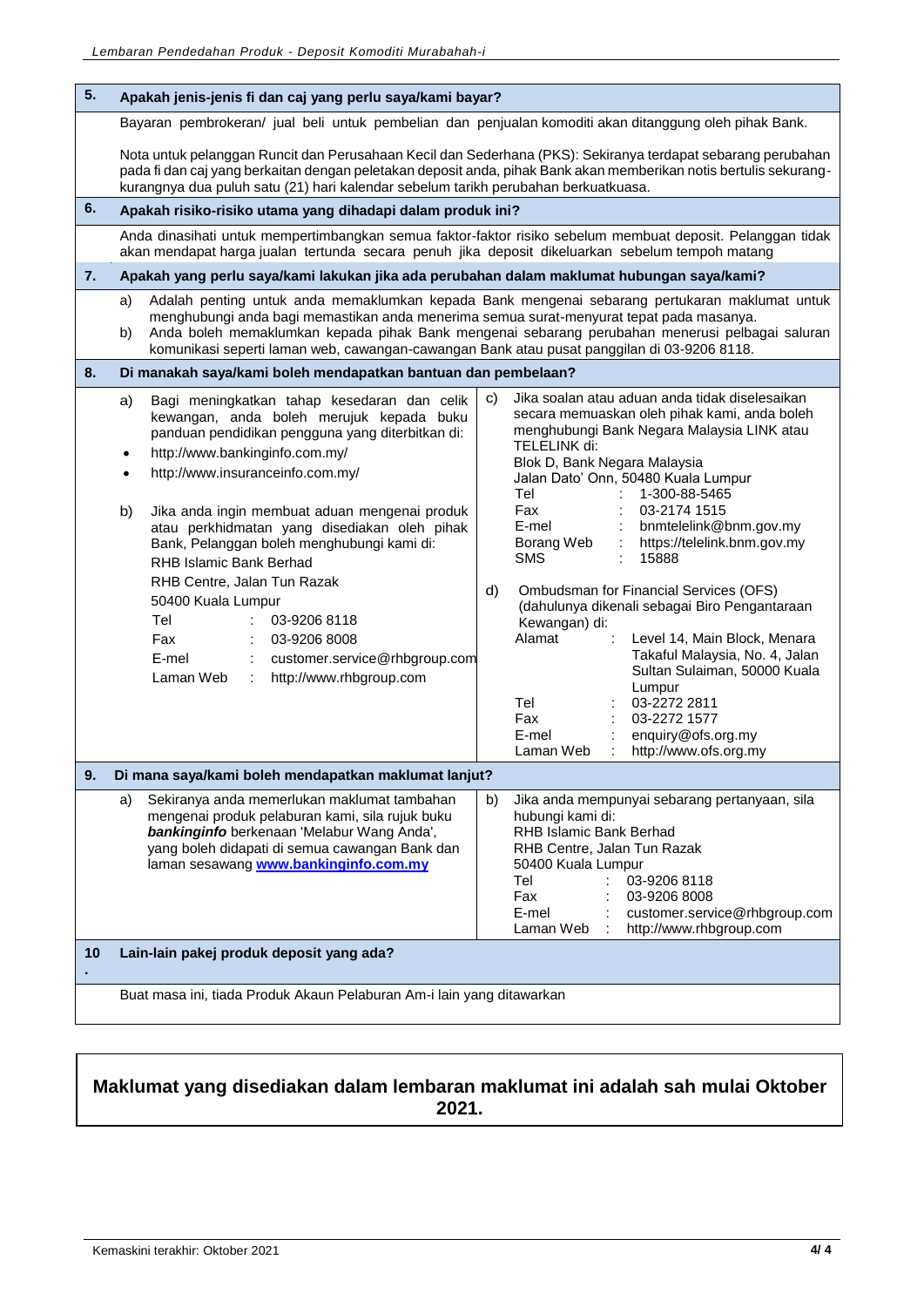## 5. Apakah jenis-jenis fi dan caj yang perlu saya/kami bayar?

Bayaran pembrokeran/ jual beli untuk pembelian dan penjualan komoditi akan ditanggung oleh pihak Bank.

Nota untuk pelanggan Runcit dan Perusahaan Kecil dan Sederhana (PKS): Sekiranya terdapat sebarang perubahan pada fi dan caj yang berkaitan dengan peletakan deposit anda, pihak Bank akan memberikan notis bertulis sekurang-kurangnya dua puluh satu (21) hari kalendar sebelum tarikh perubahan berkuatkuasa.

## 6. Apakah risiko-risiko utama yang dihadapi dalam produk ini?

Anda dinasihati untuk mempertimbangkan semua faktor-faktor risiko sebelum membuat deposit. Pelanggan tidak akan mendapat harga jualan tertunda secara penuh jika deposit dikeluarkan sebelum tempoh matang

## 7. Apakah yang perlu saya/kami lakukan jika ada perubahan dalam maklumat hubungan saya/kami?

a) Adalah penting untuk anda memaklumkan kepada Bank mengenai sebarang pertukaran maklumat untuk menghubungi anda bagi memastikan anda menerima semua surat-menyurat tepat pada masanya.

b) Anda boleh memaklumkan kepada pihak Bank mengenai sebarang perubahan menerusi pelbagai saluran komunikasi seperti laman web, cawangan-cawangan Bank atau pusat panggilan di 03-9206 8118.

## 8. Di manakah saya/kami boleh mendapatkan bantuan dan pembelaan?

a) Bagi meningkatkan tahap kesedaran dan celik kewangan, anda boleh merujuk kepada buku panduan pendidikan pengguna yang diterbitkan di:

- http://www.bankinginfo.com.my/
- http://www.insuranceinfo.com.my/

b) Jika anda ingin membuat aduan mengenai produk atau perkhidmatan yang disediakan oleh pihak Bank, Pelanggan boleh menghubungi kami di:

RHB Islamic Bank Berhad
RHB Centre, Jalan Tun Razak
50400 Kuala Lumpur
Tel : 03-9206 8118
Fax : 03-9206 8008
E-mel : customer.service@rhbgroup.com
Laman Web : http://www.rhbgroup.com

c) Jika soalan atau aduan anda tidak diselesaikan secara memuaskan oleh pihak kami, anda boleh menghubungi Bank Negara Malaysia LINK atau TELELINK di:

Blok D, Bank Negara Malaysia
Jalan Dato' Onn, 50480 Kuala Lumpur
Tel : 1-300-88-5465
Fax : 03-2174 1515
E-mel : bnmtelelink@bnm.gov.my
Borang Web : https://telelink.bnm.gov.my
SMS : 15888

d) Ombudsman for Financial Services (OFS) (dahulunya dikenali sebagai Biro Pengantaraan Kewangan) di:

Alamat : Level 14, Main Block, Menara Takaful Malaysia, No. 4, Jalan Sultan Sulaiman, 50000 Kuala Lumpur
Tel : 03-2272 2811
Fax : 03-2272 1577
E-mel : enquiry@ofs.org.my
Laman Web : http://www.ofs.org.my

## 9. Di mana saya/kami boleh mendapatkan maklumat lanjut?

a) Sekiranya anda memerlukan maklumat tambahan mengenai produk pelaburan kami, sila rujuk buku ***bankinginfo*** berkenaan 'Melabur Wang Anda', yang boleh didapati di semua cawangan Bank dan laman sesawang **www.bankinginfo.com.my**

b) Jika anda mempunyai sebarang pertanyaan, sila hubungi kami di:

RHB Islamic Bank Berhad
RHB Centre, Jalan Tun Razak
50400 Kuala Lumpur
Tel : 03-9206 8118
Fax : 03-9206 8008
E-mel : customer.service@rhbgroup.com
Laman Web : http://www.rhbgroup.com

## 10. Lain-lain pakej produk deposit yang ada?

Buat masa ini, tiada Produk Akaun Pelaburan Am-i lain yang ditawarkan

**Maklumat yang disediakan dalam lembaran maklumat ini adalah sah mulai Oktober 2021.**